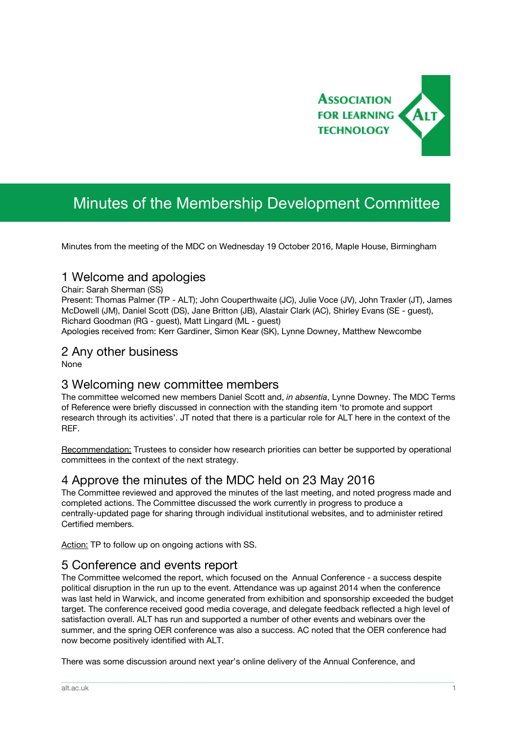# Minutes of the Membership Development Committee

Minutes from the meeting of the MDC on Wednesday 19 October 2016, Maple House, Birmingham

## 1 Welcome and apologies

Chair: Sarah Sherman (SS)
Present: Thomas Palmer (TP - ALT); John Couperthwaite (JC), Julie Voce (JV), John Traxler (JT), James McDowell (JM), Daniel Scott (DS), Jane Britton (JB), Alastair Clark (AC), Shirley Evans (SE - guest), Richard Goodman (RG - guest), Matt Lingard (ML - guest)
Apologies received from: Kerr Gardiner, Simon Kear (SK), Lynne Downey, Matthew Newcombe

## 2 Any other business

None

## 3 Welcoming new committee members

The committee welcomed new members Daniel Scott and, *in absentia*, Lynne Downey. The MDC Terms of Reference were briefly discussed in connection with the standing item 'to promote and support research through its activities'. JT noted that there is a particular role for ALT here in the context of the REF.

Recommendation: Trustees to consider how research priorities can better be supported by operational committees in the context of the next strategy.

## 4 Approve the minutes of the MDC held on 23 May 2016

The Committee reviewed and approved the minutes of the last meeting, and noted progress made and completed actions. The Committee discussed the work currently in progress to produce a centrally-updated page for sharing through individual institutional websites, and to administer retired Certified members.

Action: TP to follow up on ongoing actions with SS.

## 5 Conference and events report

The Committee welcomed the report, which focused on the Annual Conference - a success despite political disruption in the run up to the event. Attendance was up against 2014 when the conference was last held in Warwick, and income generated from exhibition and sponsorship exceeded the budget target. The conference received good media coverage, and delegate feedback reflected a high level of satisfaction overall. ALT has run and supported a number of other events and webinars over the summer, and the spring OER conference was also a success. AC noted that the OER conference had now become positively identified with ALT.

There was some discussion around next year's online delivery of the Annual Conference, and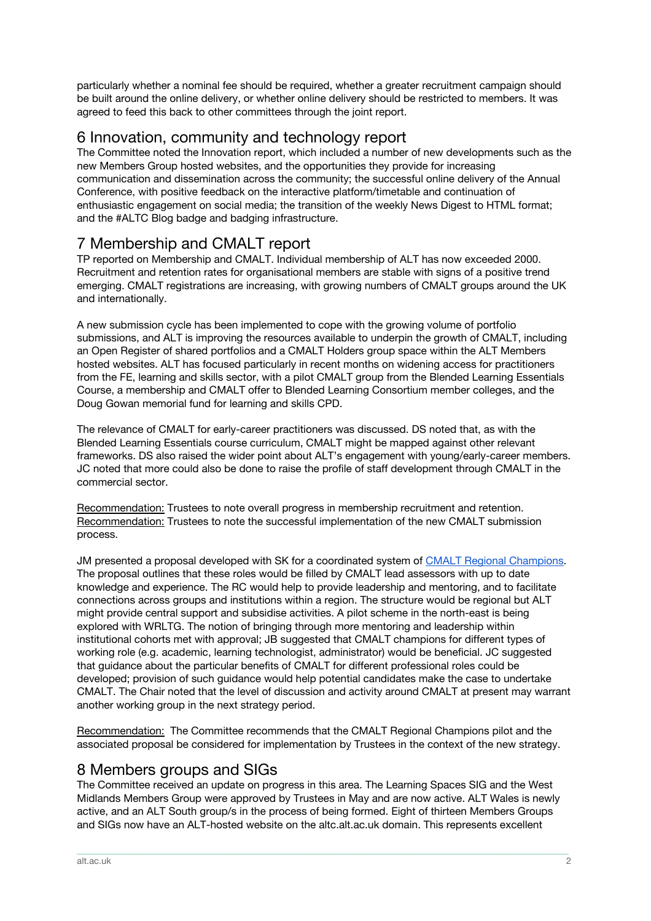particularly whether a nominal fee should be required, whether a greater recruitment campaign should be built around the online delivery, or whether online delivery should be restricted to members. It was agreed to feed this back to other committees through the joint report.

## 6 Innovation, community and technology report

The Committee noted the Innovation report, which included a number of new developments such as the new Members Group hosted websites, and the opportunities they provide for increasing communication and dissemination across the community; the successful online delivery of the Annual Conference, with positive feedback on the interactive platform/timetable and continuation of enthusiastic engagement on social media; the transition of the weekly News Digest to HTML format; and the #ALTC Blog badge and badging infrastructure.

## 7 Membership and CMALT report

TP reported on Membership and CMALT. Individual membership of ALT has now exceeded 2000. Recruitment and retention rates for organisational members are stable with signs of a positive trend emerging. CMALT registrations are increasing, with growing numbers of CMALT groups around the UK and internationally.

A new submission cycle has been implemented to cope with the growing volume of portfolio submissions, and ALT is improving the resources available to underpin the growth of CMALT, including an Open Register of shared portfolios and a CMALT Holders group space within the ALT Members hosted websites. ALT has focused particularly in recent months on widening access for practitioners from the FE, learning and skills sector, with a pilot CMALT group from the Blended Learning Essentials Course, a membership and CMALT offer to Blended Learning Consortium member colleges, and the Doug Gowan memorial fund for learning and skills CPD.

The relevance of CMALT for early-career practitioners was discussed. DS noted that, as with the Blended Learning Essentials course curriculum, CMALT might be mapped against other relevant frameworks. DS also raised the wider point about ALT's engagement with young/early-career members. JC noted that more could also be done to raise the profile of staff development through CMALT in the commercial sector.

Recommendation: Trustees to note overall progress in membership recruitment and retention.
Recommendation: Trustees to note the successful implementation of the new CMALT submission process.

JM presented a proposal developed with SK for a coordinated system of CMALT Regional Champions. The proposal outlines that these roles would be filled by CMALT lead assessors with up to date knowledge and experience. The RC would help to provide leadership and mentoring, and to facilitate connections across groups and institutions within a region. The structure would be regional but ALT might provide central support and subsidise activities. A pilot scheme in the north-east is being explored with WRLTG. The notion of bringing through more mentoring and leadership within institutional cohorts met with approval; JB suggested that CMALT champions for different types of working role (e.g. academic, learning technologist, administrator) would be beneficial. JC suggested that guidance about the particular benefits of CMALT for different professional roles could be developed; provision of such guidance would help potential candidates make the case to undertake CMALT. The Chair noted that the level of discussion and activity around CMALT at present may warrant another working group in the next strategy period.

Recommendation: The Committee recommends that the CMALT Regional Champions pilot and the associated proposal be considered for implementation by Trustees in the context of the new strategy.

## 8 Members groups and SIGs

The Committee received an update on progress in this area. The Learning Spaces SIG and the West Midlands Members Group were approved by Trustees in May and are now active. ALT Wales is newly active, and an ALT South group/s in the process of being formed. Eight of thirteen Members Groups and SIGs now have an ALT-hosted website on the altc.alt.ac.uk domain. This represents excellent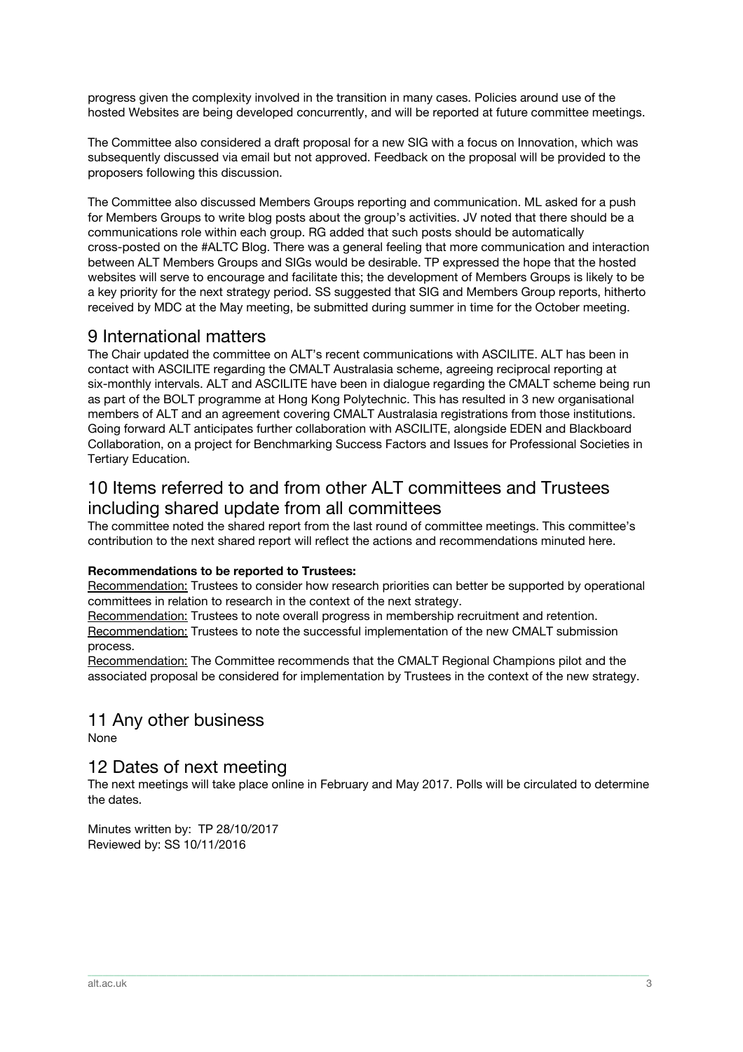progress given the complexity involved in the transition in many cases. Policies around use of the hosted Websites are being developed concurrently, and will be reported at future committee meetings.

The Committee also considered a draft proposal for a new SIG with a focus on Innovation, which was subsequently discussed via email but not approved. Feedback on the proposal will be provided to the proposers following this discussion.

The Committee also discussed Members Groups reporting and communication. ML asked for a push for Members Groups to write blog posts about the group's activities. JV noted that there should be a communications role within each group. RG added that such posts should be automatically cross-posted on the #ALTC Blog. There was a general feeling that more communication and interaction between ALT Members Groups and SIGs would be desirable. TP expressed the hope that the hosted websites will serve to encourage and facilitate this; the development of Members Groups is likely to be a key priority for the next strategy period. SS suggested that SIG and Members Group reports, hitherto received by MDC at the May meeting, be submitted during summer in time for the October meeting.

## 9 International matters

The Chair updated the committee on ALT's recent communications with ASCILITE. ALT has been in contact with ASCILITE regarding the CMALT Australasia scheme, agreeing reciprocal reporting at six-monthly intervals. ALT and ASCILITE have been in dialogue regarding the CMALT scheme being run as part of the BOLT programme at Hong Kong Polytechnic. This has resulted in 3 new organisational members of ALT and an agreement covering CMALT Australasia registrations from those institutions. Going forward ALT anticipates further collaboration with ASCILITE, alongside EDEN and Blackboard Collaboration, on a project for Benchmarking Success Factors and Issues for Professional Societies in Tertiary Education.

## 10 Items referred to and from other ALT committees and Trustees including shared update from all committees

The committee noted the shared report from the last round of committee meetings. This committee's contribution to the next shared report will reflect the actions and recommendations minuted here.

**Recommendations to be reported to Trustees:**

Recommendation: Trustees to consider how research priorities can better be supported by operational committees in relation to research in the context of the next strategy.
Recommendation: Trustees to note overall progress in membership recruitment and retention.
Recommendation: Trustees to note the successful implementation of the new CMALT submission process.
Recommendation: The Committee recommends that the CMALT Regional Champions pilot and the associated proposal be considered for implementation by Trustees in the context of the new strategy.

## 11 Any other business

None

## 12 Dates of next meeting

The next meetings will take place online in February and May 2017. Polls will be circulated to determine the dates.

Minutes written by: TP 28/10/2017
Reviewed by: SS 10/11/2016